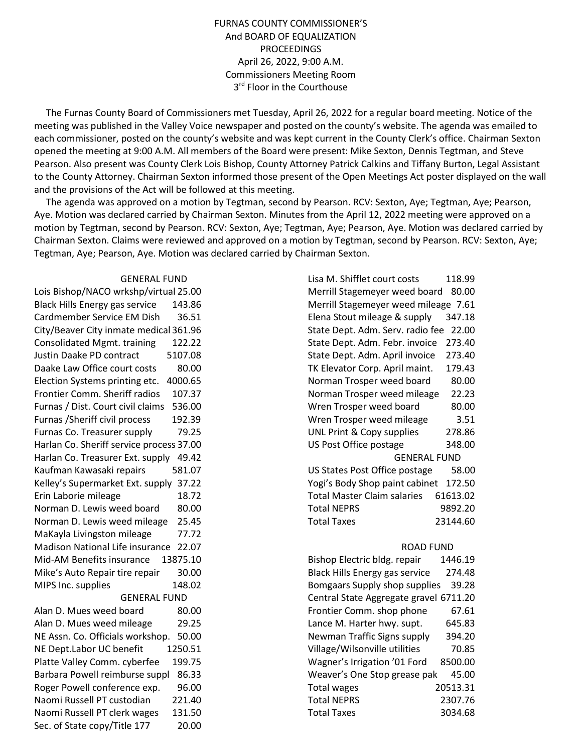# FURNAS COUNTY COMMISSIONER'S
## And BOARD OF EQUALIZATION
## PROCEEDINGS

April 26, 2022, 9:00 A.M.
Commissioners Meeting Room
3rd Floor in the Courthouse

The Furnas County Board of Commissioners met Tuesday, April 26, 2022 for a regular board meeting. Notice of the meeting was published in the Valley Voice newspaper and posted on the county's website. The agenda was emailed to each commissioner, posted on the county's website and was kept current in the County Clerk's office. Chairman Sexton opened the meeting at 9:00 A.M. All members of the Board were present: Mike Sexton, Dennis Tegtman, and Steve Pearson. Also present was County Clerk Lois Bishop, County Attorney Patrick Calkins and Tiffany Burton, Legal Assistant to the County Attorney. Chairman Sexton informed those present of the Open Meetings Act poster displayed on the wall and the provisions of the Act will be followed at this meeting.

The agenda was approved on a motion by Tegtman, second by Pearson. RCV: Sexton, Aye; Tegtman, Aye; Pearson, Aye. Motion was declared carried by Chairman Sexton. Minutes from the April 12, 2022 meeting were approved on a motion by Tegtman, second by Pearson. RCV: Sexton, Aye; Tegtman, Aye; Pearson, Aye. Motion was declared carried by Chairman Sexton. Claims were reviewed and approved on a motion by Tegtman, second by Pearson. RCV: Sexton, Aye; Tegtman, Aye; Pearson, Aye. Motion was declared carried by Chairman Sexton.

| GENERAL FUND | |
|---|---|
| Lois Bishop/NACO wrkshp/virtual | 25.00 |
| Black Hills Energy gas service | 143.86 |
| Cardmember Service EM Dish | 36.51 |
| City/Beaver City inmate medical | 361.96 |
| Consolidated Mgmt. training | 122.22 |
| Justin Daake PD contract | 5107.08 |
| Daake Law Office court costs | 80.00 |
| Election Systems printing etc. | 4000.65 |
| Frontier Comm. Sheriff radios | 107.37 |
| Furnas / Dist. Court civil claims | 536.00 |
| Furnas /Sheriff civil process | 192.39 |
| Furnas Co. Treasurer supply | 79.25 |
| Harlan Co. Sheriff service process | 37.00 |
| Harlan Co. Treasurer Ext. supply | 49.42 |
| Kaufman Kawasaki repairs | 581.07 |
| Kelley's Supermarket Ext. supply | 37.22 |
| Erin Laborie mileage | 18.72 |
| Norman D. Lewis weed board | 80.00 |
| Norman D. Lewis weed mileage | 25.45 |
| MaKayla Livingston mileage | 77.72 |
| Madison National Life insurance | 22.07 |
| Mid-AM Benefits insurance | 13875.10 |
| Mike's Auto Repair tire repair | 30.00 |
| MIPS Inc. supplies | 148.02 |

| GENERAL FUND | |
|---|---|
| Alan D. Mues weed board | 80.00 |
| Alan D. Mues weed mileage | 29.25 |
| NE Assn. Co. Officials workshop. | 50.00 |
| NE Dept.Labor UC benefit | 1250.51 |
| Platte Valley Comm. cyberfee | 199.75 |
| Barbara Powell reimburse suppl | 86.33 |
| Roger Powell conference exp. | 96.00 |
| Naomi Russell PT custodian | 221.40 |
| Naomi Russell PT clerk wages | 131.50 |
| Sec. of State copy/Title 177 | 20.00 |
| Lisa M. Shifflet court costs | 118.99 |
| Merrill Stagemeyer weed board | 80.00 |
| Merrill Stagemeyer weed mileage | 7.61 |
| Elena Stout mileage & supply | 347.18 |
| State Dept. Adm. Serv. radio fee | 22.00 |
| State Dept. Adm. Febr. invoice | 273.40 |
| State Dept. Adm. April invoice | 273.40 |
| TK Elevator Corp. April maint. | 179.43 |
| Norman Trosper weed board | 80.00 |
| Norman Trosper weed mileage | 22.23 |
| Wren Trosper weed board | 80.00 |
| Wren Trosper weed mileage | 3.51 |
| UNL Print & Copy supplies | 278.86 |
| US Post Office postage | 348.00 |

| GENERAL FUND | |
|---|---|
| US States Post Office postage | 58.00 |
| Yogi's Body Shop paint cabinet | 172.50 |
| Total Master Claim salaries | 61613.02 |
| Total NEPRS | 9892.20 |
| Total Taxes | 23144.60 |

| ROAD FUND | |
|---|---|
| Bishop Electric bldg. repair | 1446.19 |
| Black Hills Energy gas service | 274.48 |
| Bomgaars Supply shop supplies | 39.28 |
| Central State Aggregate gravel | 6711.20 |
| Frontier Comm. shop phone | 67.61 |
| Lance M. Harter hwy. supt. | 645.83 |
| Newman Traffic Signs supply | 394.20 |
| Village/Wilsonville utilities | 70.85 |
| Wagner's Irrigation '01 Ford | 8500.00 |
| Weaver's One Stop grease pak | 45.00 |
| Total wages | 20513.31 |
| Total NEPRS | 2307.76 |
| Total Taxes | 3034.68 |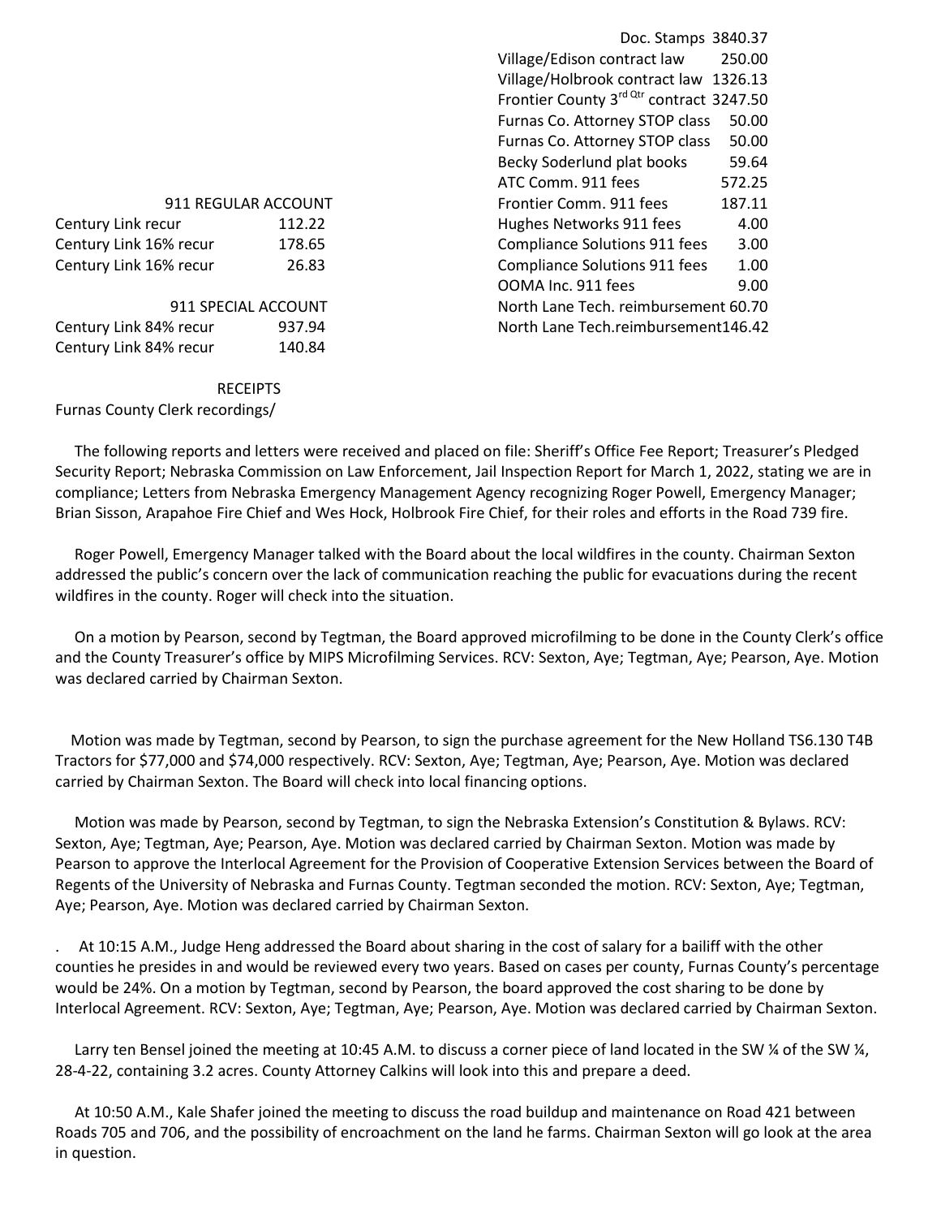| 911 REGULAR ACCOUNT | |
|---|---|
| Century Link recur | 112.22 |
| Century Link 16% recur | 178.65 |
| Century Link 16% recur | 26.83 |

| 911 SPECIAL ACCOUNT | |
|---|---|
| Century Link 84% recur | 937.94 |
| Century Link 84% recur | 140.84 |

RECEIPTS

| Furnas County Clerk recordings/ | |
|---|---|
| Doc. Stamps | 3840.37 |
| Village/Edison contract law | 250.00 |
| Village/Holbrook contract law | 1326.13 |
| Frontier County 3rd Qtr contract | 3247.50 |
| Furnas Co. Attorney STOP class | 50.00 |
| Furnas Co. Attorney STOP class | 50.00 |
| Becky Soderlund plat books | 59.64 |
| ATC Comm. 911 fees | 572.25 |
| Frontier Comm. 911 fees | 187.11 |
| Hughes Networks 911 fees | 4.00 |
| Compliance Solutions 911 fees | 3.00 |
| Compliance Solutions 911 fees | 1.00 |
| OOMA Inc. 911 fees | 9.00 |
| North Lane Tech. reimbursement | 60.70 |
| North Lane Tech.reimbursement | 146.42 |

The following reports and letters were received and placed on file: Sheriff's Office Fee Report; Treasurer's Pledged Security Report; Nebraska Commission on Law Enforcement, Jail Inspection Report for March 1, 2022, stating we are in compliance; Letters from Nebraska Emergency Management Agency recognizing Roger Powell, Emergency Manager; Brian Sisson, Arapahoe Fire Chief and Wes Hock, Holbrook Fire Chief, for their roles and efforts in the Road 739 fire.

Roger Powell, Emergency Manager talked with the Board about the local wildfires in the county. Chairman Sexton addressed the public's concern over the lack of communication reaching the public for evacuations during the recent wildfires in the county. Roger will check into the situation.

On a motion by Pearson, second by Tegtman, the Board approved microfilming to be done in the County Clerk's office and the County Treasurer's office by MIPS Microfilming Services. RCV: Sexton, Aye; Tegtman, Aye; Pearson, Aye. Motion was declared carried by Chairman Sexton.

Motion was made by Tegtman, second by Pearson, to sign the purchase agreement for the New Holland TS6.130 T4B Tractors for $77,000 and $74,000 respectively. RCV: Sexton, Aye; Tegtman, Aye; Pearson, Aye. Motion was declared carried by Chairman Sexton. The Board will check into local financing options.

Motion was made by Pearson, second by Tegtman, to sign the Nebraska Extension's Constitution & Bylaws. RCV: Sexton, Aye; Tegtman, Aye; Pearson, Aye. Motion was declared carried by Chairman Sexton. Motion was made by Pearson to approve the Interlocal Agreement for the Provision of Cooperative Extension Services between the Board of Regents of the University of Nebraska and Furnas County. Tegtman seconded the motion. RCV: Sexton, Aye; Tegtman, Aye; Pearson, Aye. Motion was declared carried by Chairman Sexton.

. At 10:15 A.M., Judge Heng addressed the Board about sharing in the cost of salary for a bailiff with the other counties he presides in and would be reviewed every two years. Based on cases per county, Furnas County's percentage would be 24%. On a motion by Tegtman, second by Pearson, the board approved the cost sharing to be done by Interlocal Agreement. RCV: Sexton, Aye; Tegtman, Aye; Pearson, Aye. Motion was declared carried by Chairman Sexton.

Larry ten Bensel joined the meeting at 10:45 A.M. to discuss a corner piece of land located in the SW ¼ of the SW ¼, 28-4-22, containing 3.2 acres. County Attorney Calkins will look into this and prepare a deed.

At 10:50 A.M., Kale Shafer joined the meeting to discuss the road buildup and maintenance on Road 421 between Roads 705 and 706, and the possibility of encroachment on the land he farms. Chairman Sexton will go look at the area in question.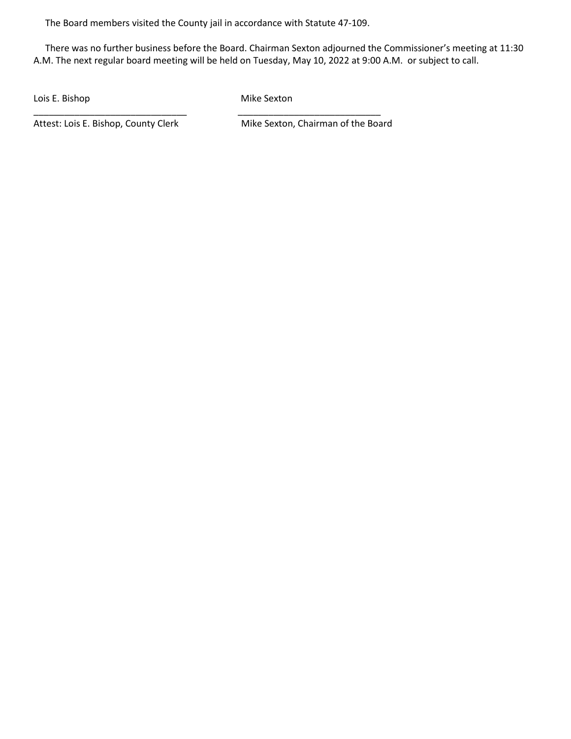The Board members visited the County jail in accordance with Statute 47-109.

There was no further business before the Board. Chairman Sexton adjourned the Commissioner's meeting at 11:30 A.M. The next regular board meeting will be held on Tuesday, May 10, 2022 at 9:00 A.M. or subject to call.

| | |
|---|---|
| Lois E. Bishop | Mike Sexton |
| ______________________________ | ____________________________ |
| Attest: Lois E. Bishop, County Clerk | Mike Sexton, Chairman of the Board |